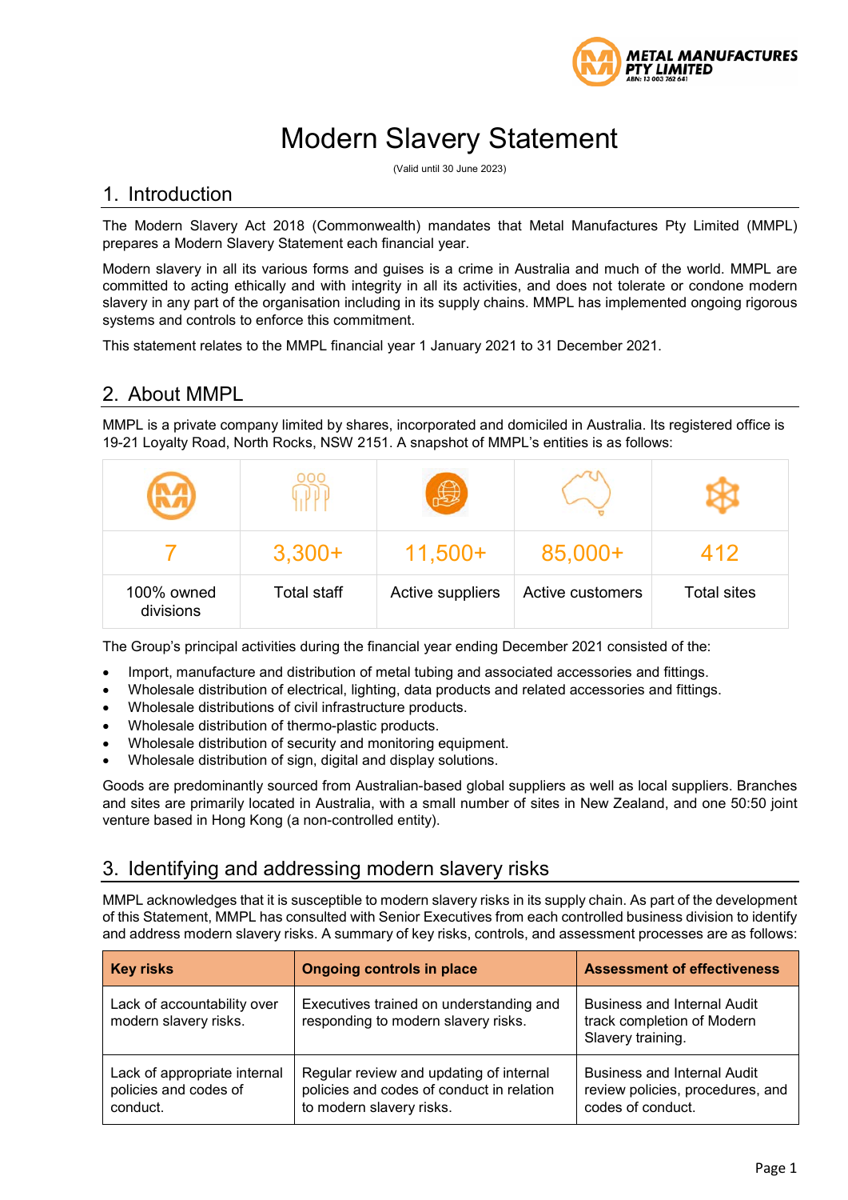# Modern Slavery Statement

(Valid until 30 June 2023)

## 1. Introduction

The Modern Slavery Act 2018 (Commonwealth) mandates that Metal Manufactures Pty Limited (MMPL) prepares a Modern Slavery Statement each financial year.

Modern slavery in all its various forms and guises is a crime in Australia and much of the world. MMPL are committed to acting ethically and with integrity in all its activities, and does not tolerate or condone modern slavery in any part of the organisation including in its supply chains. MMPL has implemented ongoing rigorous systems and controls to enforce this commitment.

This statement relates to the MMPL financial year 1 January 2021 to 31 December 2021.

## 2. About MMPL

MMPL is a private company limited by shares, incorporated and domiciled in Australia. Its registered office is 19-21 Loyalty Road, North Rocks, NSW 2151. A snapshot of MMPL's entities is as follows:

| | | | | |
|---|---|---|---|---|
| 7 | 3,300+ | 11,500+ | 85,000+ | 412 |
| 100% owned divisions | Total staff | Active suppliers | Active customers | Total sites |

The Group's principal activities during the financial year ending December 2021 consisted of the:

- Import, manufacture and distribution of metal tubing and associated accessories and fittings.
- Wholesale distribution of electrical, lighting, data products and related accessories and fittings.
- Wholesale distributions of civil infrastructure products.
- Wholesale distribution of thermo-plastic products.
- Wholesale distribution of security and monitoring equipment.
- Wholesale distribution of sign, digital and display solutions.

Goods are predominantly sourced from Australian-based global suppliers as well as local suppliers. Branches and sites are primarily located in Australia, with a small number of sites in New Zealand, and one 50:50 joint venture based in Hong Kong (a non-controlled entity).

## 3. Identifying and addressing modern slavery risks

MMPL acknowledges that it is susceptible to modern slavery risks in its supply chain. As part of the development of this Statement, MMPL has consulted with Senior Executives from each controlled business division to identify and address modern slavery risks. A summary of key risks, controls, and assessment processes are as follows:

| Key risks | Ongoing controls in place | Assessment of effectiveness |
|---|---|---|
| Lack of accountability over modern slavery risks. | Executives trained on understanding and responding to modern slavery risks. | Business and Internal Audit track completion of Modern Slavery training. |
| Lack of appropriate internal policies and codes of conduct. | Regular review and updating of internal policies and codes of conduct in relation to modern slavery risks. | Business and Internal Audit review policies, procedures, and codes of conduct. |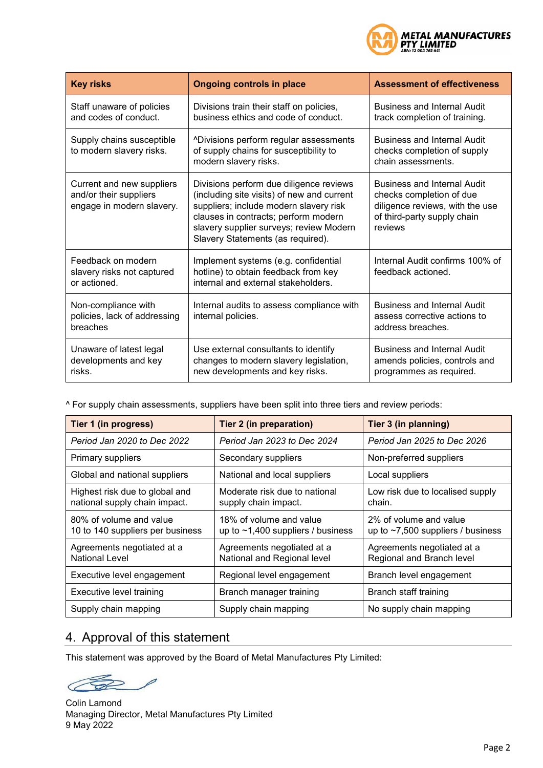| Key risks | Ongoing controls in place | Assessment of effectiveness |
| --- | --- | --- |
| Staff unaware of policies and codes of conduct. | Divisions train their staff on policies, business ethics and code of conduct. | Business and Internal Audit track completion of training. |
| Supply chains susceptible to modern slavery risks. | ^Divisions perform regular assessments of supply chains for susceptibility to modern slavery risks. | Business and Internal Audit checks completion of supply chain assessments. |
| Current and new suppliers and/or their suppliers engage in modern slavery. | Divisions perform due diligence reviews (including site visits) of new and current suppliers; include modern slavery risk clauses in contracts; perform modern slavery supplier surveys; review Modern Slavery Statements (as required). | Business and Internal Audit checks completion of due diligence reviews, with the use of third-party supply chain reviews |
| Feedback on modern slavery risks not captured or actioned. | Implement systems (e.g. confidential hotline) to obtain feedback from key internal and external stakeholders. | Internal Audit confirms 100% of feedback actioned. |
| Non-compliance with policies, lack of addressing breaches | Internal audits to assess compliance with internal policies. | Business and Internal Audit assess corrective actions to address breaches. |
| Unaware of latest legal developments and key risks. | Use external consultants to identify changes to modern slavery legislation, new developments and key risks. | Business and Internal Audit amends policies, controls and programmes as required. |

^ For supply chain assessments, suppliers have been split into three tiers and review periods:

| Tier 1 (in progress) | Tier 2 (in preparation) | Tier 3 (in planning) |
| --- | --- | --- |
| *Period Jan 2020 to Dec 2022* | *Period Jan 2023 to Dec 2024* | *Period Jan 2025 to Dec 2026* |
| Primary suppliers | Secondary suppliers | Non-preferred suppliers |
| Global and national suppliers | National and local suppliers | Local suppliers |
| Highest risk due to global and national supply chain impact. | Moderate risk due to national supply chain impact. | Low risk due to localised supply chain. |
| 80% of volume and value<br>10 to 140 suppliers per business | 18% of volume and value<br>up to ~1,400 suppliers / business | 2% of volume and value<br>up to ~7,500 suppliers / business |
| Agreements negotiated at a National Level | Agreements negotiated at a National and Regional level | Agreements negotiated at a Regional and Branch level |
| Executive level engagement | Regional level engagement | Branch level engagement |
| Executive level training | Branch manager training | Branch staff training |
| Supply chain mapping | Supply chain mapping | No supply chain mapping |

## 4. Approval of this statement

This statement was approved by the Board of Metal Manufactures Pty Limited:

Colin Lamond
Managing Director, Metal Manufactures Pty Limited
9 May 2022